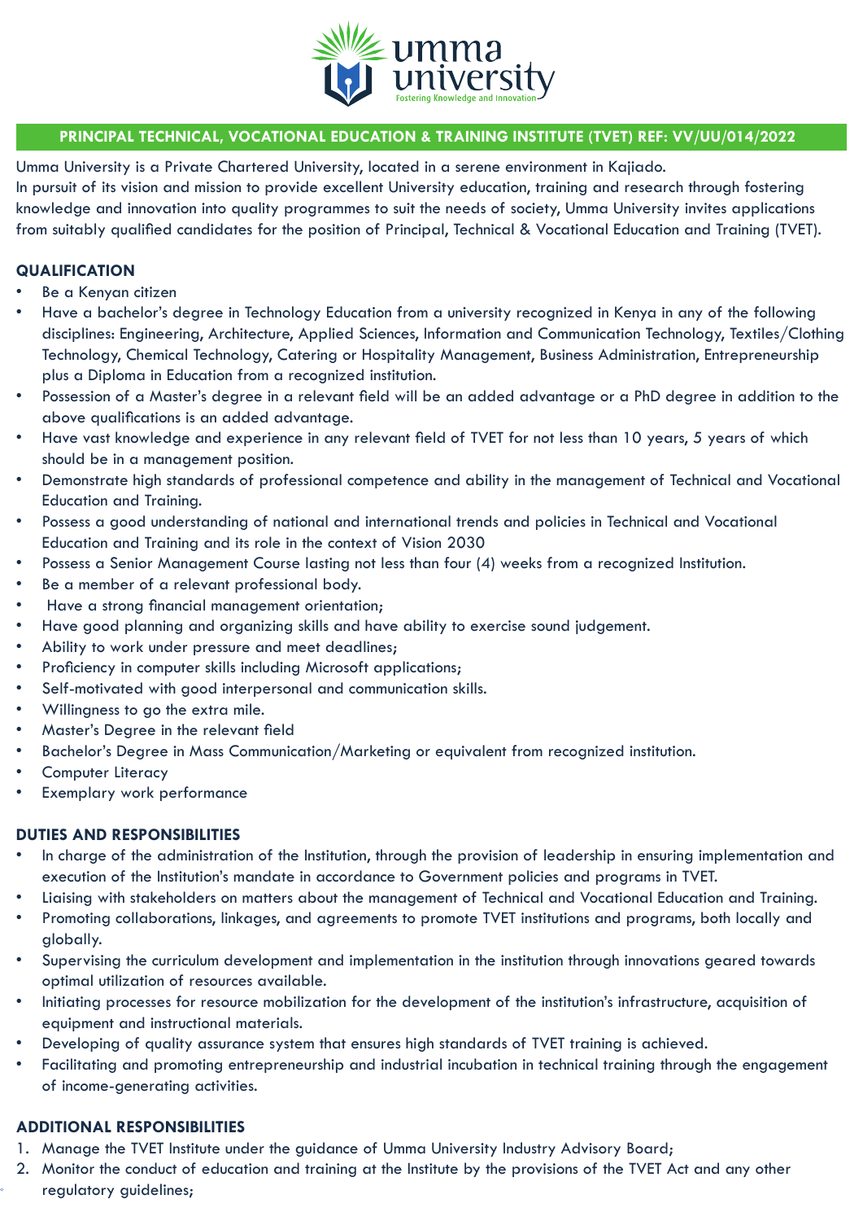umma university

Fostering Knowledge and Innovation

## PRINCIPAL TECHNICAL, VOCATIONAL EDUCATION & TRAINING INSTITUTE (TVET) REF: VV/UU/014/2022

Umma University is a Private Chartered University, located in a serene environment in Kajiado.
In pursuit of its vision and mission to provide excellent University education, training and research through fostering knowledge and innovation into quality programmes to suit the needs of society, Umma University invites applications from suitably qualified candidates for the position of Principal, Technical & Vocational Education and Training (TVET).

### QUALIFICATION

- Be a Kenyan citizen
- Have a bachelor's degree in Technology Education from a university recognized in Kenya in any of the following disciplines: Engineering, Architecture, Applied Sciences, Information and Communication Technology, Textiles/Clothing Technology, Chemical Technology, Catering or Hospitality Management, Business Administration, Entrepreneurship plus a Diploma in Education from a recognized institution.
- Possession of a Master's degree in a relevant field will be an added advantage or a PhD degree in addition to the above qualifications is an added advantage.
- Have vast knowledge and experience in any relevant field of TVET for not less than 10 years, 5 years of which should be in a management position.
- Demonstrate high standards of professional competence and ability in the management of Technical and Vocational Education and Training.
- Possess a good understanding of national and international trends and policies in Technical and Vocational Education and Training and its role in the context of Vision 2030
- Possess a Senior Management Course lasting not less than four (4) weeks from a recognized Institution.
- Be a member of a relevant professional body.
- Have a strong financial management orientation;
- Have good planning and organizing skills and have ability to exercise sound judgement.
- Ability to work under pressure and meet deadlines;
- Proficiency in computer skills including Microsoft applications;
- Self-motivated with good interpersonal and communication skills.
- Willingness to go the extra mile.
- Master's Degree in the relevant field
- Bachelor's Degree in Mass Communication/Marketing or equivalent from recognized institution.
- Computer Literacy
- Exemplary work performance

### DUTIES AND RESPONSIBILITIES

- In charge of the administration of the Institution, through the provision of leadership in ensuring implementation and execution of the Institution's mandate in accordance to Government policies and programs in TVET.
- Liaising with stakeholders on matters about the management of Technical and Vocational Education and Training.
- Promoting collaborations, linkages, and agreements to promote TVET institutions and programs, both locally and globally.
- Supervising the curriculum development and implementation in the institution through innovations geared towards optimal utilization of resources available.
- Initiating processes for resource mobilization for the development of the institution's infrastructure, acquisition of equipment and instructional materials.
- Developing of quality assurance system that ensures high standards of TVET training is achieved.
- Facilitating and promoting entrepreneurship and industrial incubation in technical training through the engagement of income-generating activities.

### ADDITIONAL RESPONSIBILITIES

1. Manage the TVET Institute under the guidance of Umma University Industry Advisory Board;
2. Monitor the conduct of education and training at the Institute by the provisions of the TVET Act and any other regulatory guidelines;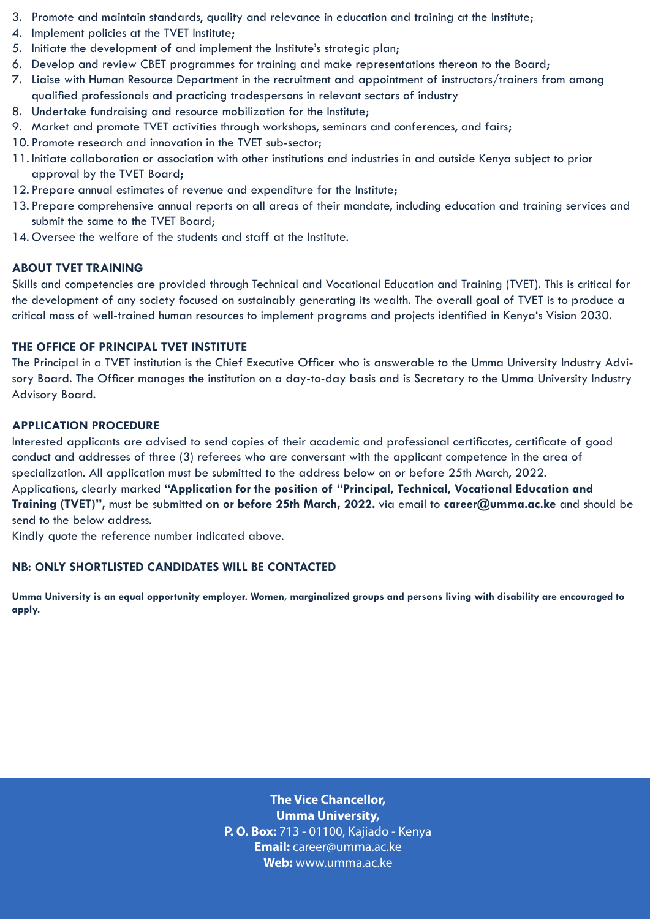3. Promote and maintain standards, quality and relevance in education and training at the Institute;
4. Implement policies at the TVET Institute;
5. Initiate the development of and implement the Institute's strategic plan;
6. Develop and review CBET programmes for training and make representations thereon to the Board;
7. Liaise with Human Resource Department in the recruitment and appointment of instructors/trainers from among qualified professionals and practicing tradespersons in relevant sectors of industry
8. Undertake fundraising and resource mobilization for the Institute;
9. Market and promote TVET activities through workshops, seminars and conferences, and fairs;
10. Promote research and innovation in the TVET sub-sector;
11. Initiate collaboration or association with other institutions and industries in and outside Kenya subject to prior approval by the TVET Board;
12. Prepare annual estimates of revenue and expenditure for the Institute;
13. Prepare comprehensive annual reports on all areas of their mandate, including education and training services and submit the same to the TVET Board;
14. Oversee the welfare of the students and staff at the Institute.

## ABOUT TVET TRAINING

Skills and competencies are provided through Technical and Vocational Education and Training (TVET). This is critical for the development of any society focused on sustainably generating its wealth. The overall goal of TVET is to produce a critical mass of well-trained human resources to implement programs and projects identified in Kenya's Vision 2030.

## THE OFFICE OF PRINCIPAL TVET INSTITUTE

The Principal in a TVET institution is the Chief Executive Officer who is answerable to the Umma University Industry Advisory Board. The Officer manages the institution on a day-to-day basis and is Secretary to the Umma University Industry Advisory Board.

## APPLICATION PROCEDURE

Interested applicants are advised to send copies of their academic and professional certificates, certificate of good conduct and addresses of three (3) referees who are conversant with the applicant competence in the area of specialization. All application must be submitted to the address below on or before 25th March, 2022.
Applications, clearly marked **"Application for the position of "Principal, Technical, Vocational Education and Training (TVET)",** must be submitted o**n or before 25th March, 2022.** via email to **career@umma.ac.ke** and should be send to the below address.
Kindly quote the reference number indicated above.

**NB: ONLY SHORTLISTED CANDIDATES WILL BE CONTACTED**

**Umma University is an equal opportunity employer. Women, marginalized groups and persons living with disability are encouraged to apply.**

**The Vice Chancellor,**
**Umma University,**
**P. O. Box:** 713 - 01100, Kajiado - Kenya
**Email:** career@umma.ac.ke
**Web:** www.umma.ac.ke